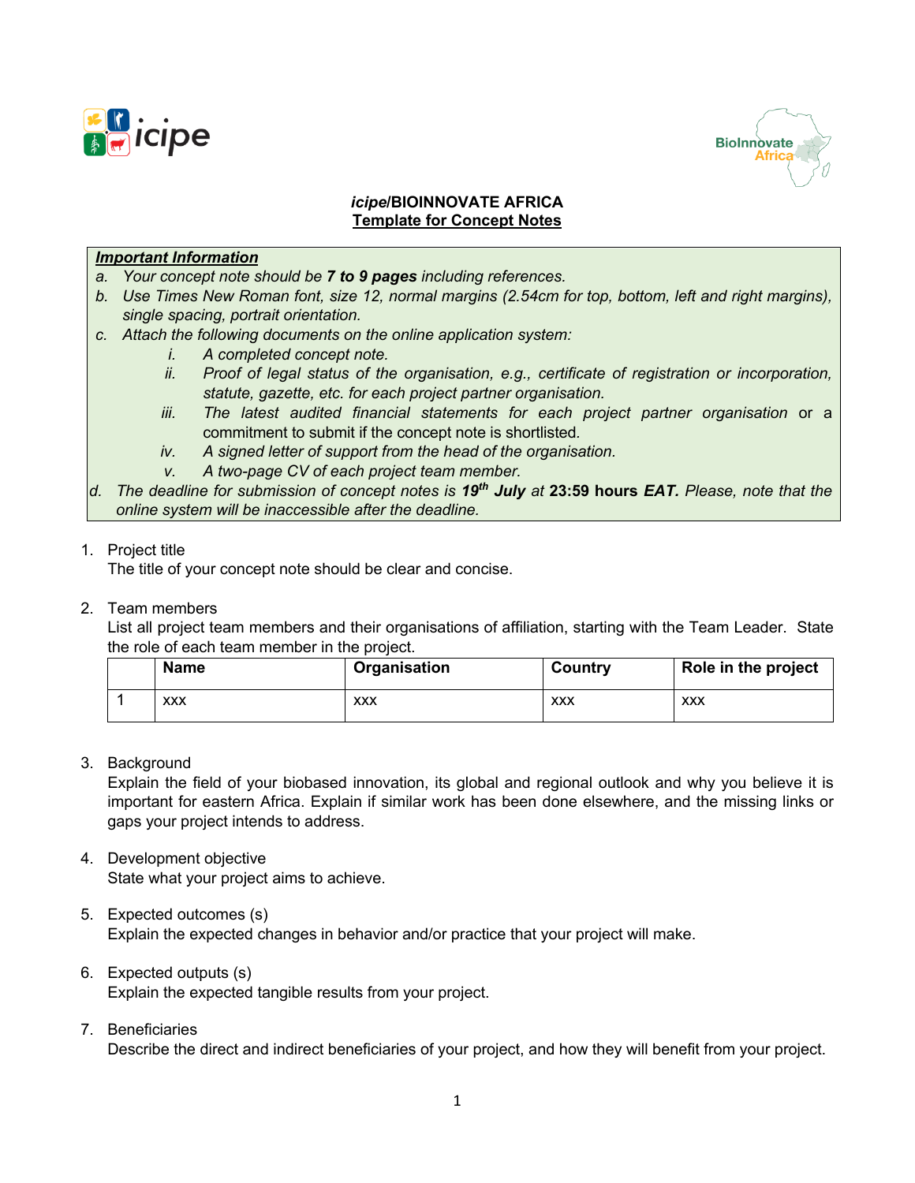***icipe*/BIOINNOVATE AFRICA**
**Template for Concept Notes**

***Important Information***

*a. Your concept note should be **7 to 9 pages** including references.*
*b. Use Times New Roman font, size 12, normal margins (2.54cm for top, bottom, left and right margins), single spacing, portrait orientation.*
*c. Attach the following documents on the online application system:*
  - *i. A completed concept note.*
  - *ii. Proof of legal status of the organisation, e.g., certificate of registration or incorporation, statute, gazette, etc. for each project partner organisation.*
  - *iii. The latest audited financial statements for each project partner organisation* or a commitment to submit if the concept note is shortlisted.
  - *iv. A signed letter of support from the head of the organisation.*
  - *v. A two-page CV of each project team member.*

*d. The deadline for submission of concept notes is **19th July** at* **23:59 hours** ***EAT.*** *Please, note that the online system will be inaccessible after the deadline.*

1. Project title
   The title of your concept note should be clear and concise.

2. Team members
   List all project team members and their organisations of affiliation, starting with the Team Leader. State the role of each team member in the project.

| | Name | Organisation | Country | Role in the project |
|---|---|---|---|---|
| 1 | xxx | xxx | xxx | xxx |

3. Background
   Explain the field of your biobased innovation, its global and regional outlook and why you believe it is important for eastern Africa. Explain if similar work has been done elsewhere, and the missing links or gaps your project intends to address.

4. Development objective
   State what your project aims to achieve.

5. Expected outcomes (s)
   Explain the expected changes in behavior and/or practice that your project will make.

6. Expected outputs (s)
   Explain the expected tangible results from your project.

7. Beneficiaries
   Describe the direct and indirect beneficiaries of your project, and how they will benefit from your project.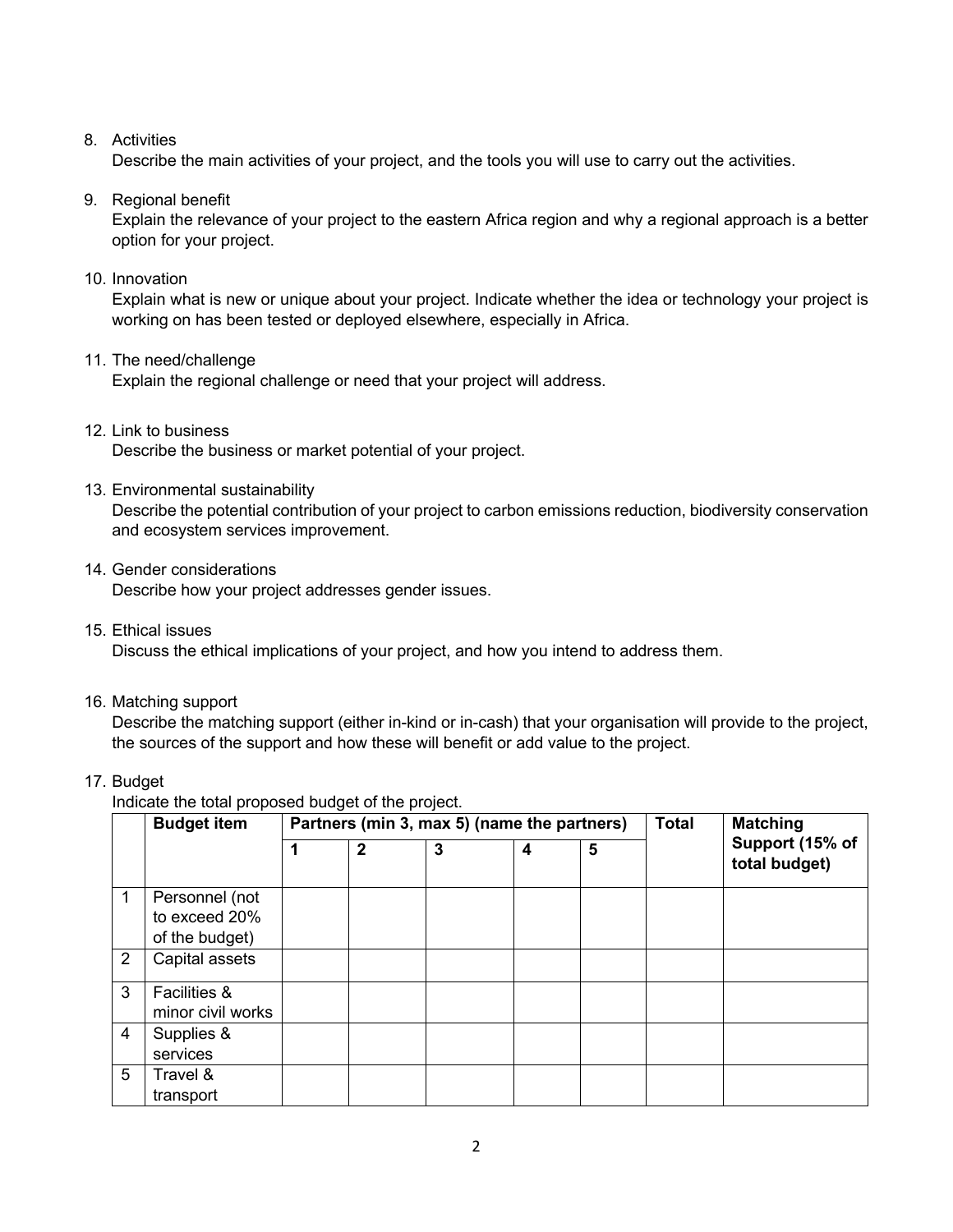8. Activities
   Describe the main activities of your project, and the tools you will use to carry out the activities.

9. Regional benefit
   Explain the relevance of your project to the eastern Africa region and why a regional approach is a better option for your project.

10. Innovation
    Explain what is new or unique about your project. Indicate whether the idea or technology your project is working on has been tested or deployed elsewhere, especially in Africa.

11. The need/challenge
    Explain the regional challenge or need that your project will address.

12. Link to business
    Describe the business or market potential of your project.

13. Environmental sustainability
    Describe the potential contribution of your project to carbon emissions reduction, biodiversity conservation and ecosystem services improvement.

14. Gender considerations
    Describe how your project addresses gender issues.

15. Ethical issues
    Discuss the ethical implications of your project, and how you intend to address them.

16. Matching support
    Describe the matching support (either in-kind or in-cash) that your organisation will provide to the project, the sources of the support and how these will benefit or add value to the project.

17. Budget
    Indicate the total proposed budget of the project.

| | **Budget item** | **Partners (min 3, max 5) (name the partners)** | | | | | **Total** | **Matching Support (15% of total budget)** |
|---|---|---|---|---|---|---|---|---|
| | | **1** | **2** | **3** | **4** | **5** | | |
| 1 | Personnel (not to exceed 20% of the budget) | | | | | | | |
| 2 | Capital assets | | | | | | | |
| 3 | Facilities & minor civil works | | | | | | | |
| 4 | Supplies & services | | | | | | | |
| 5 | Travel & transport | | | | | | | |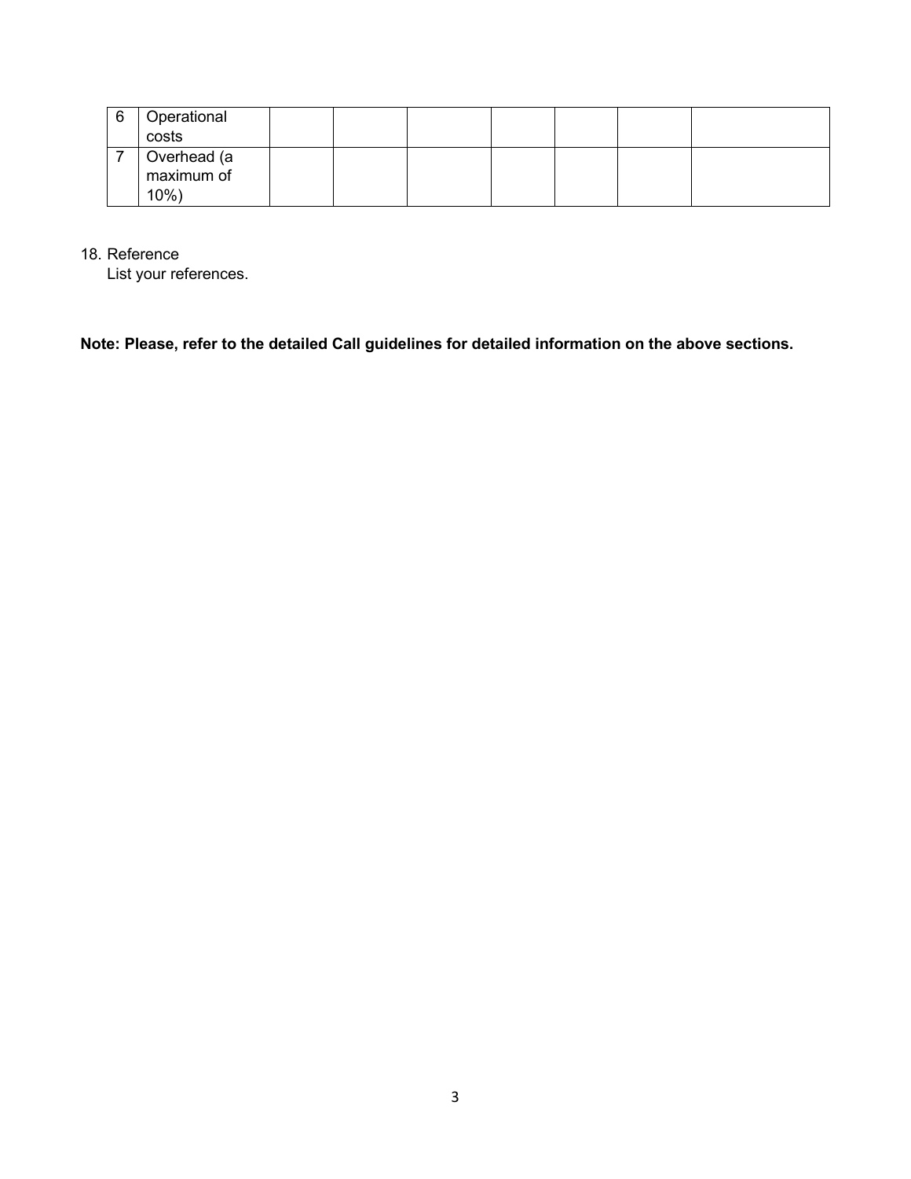| | | | | | | | | |
|---|---|---|---|---|---|---|---|---|
| 6 | Operational costs | | | | | | | |
| 7 | Overhead (a maximum of 10%) | | | | | | | |

18. Reference
    List your references.

**Note: Please, refer to the detailed Call guidelines for detailed information on the above sections.**